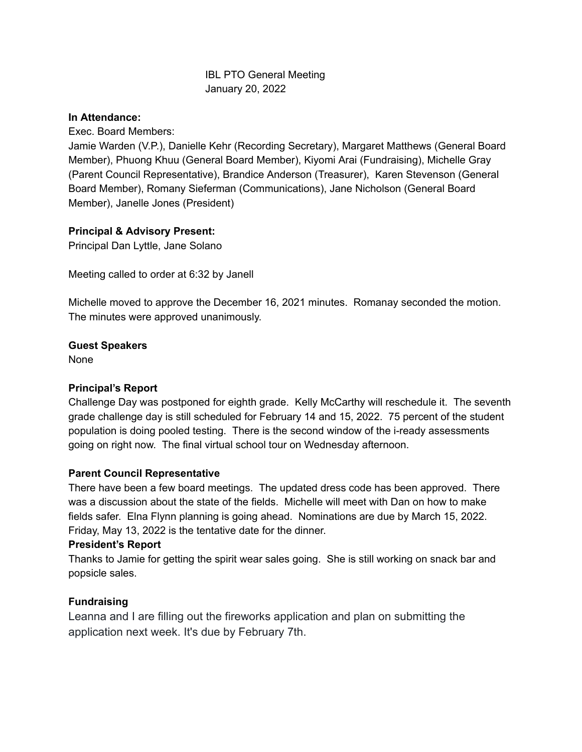IBL PTO General Meeting
January 20, 2022

**In Attendance:**

Exec. Board Members:
Jamie Warden (V.P.), Danielle Kehr (Recording Secretary), Margaret Matthews (General Board Member), Phuong Khuu (General Board Member), Kiyomi Arai (Fundraising), Michelle Gray (Parent Council Representative), Brandice Anderson (Treasurer), Karen Stevenson (General Board Member), Romany Sieferman (Communications), Jane Nicholson (General Board Member), Janelle Jones (President)

**Principal & Advisory Present:**
Principal Dan Lyttle, Jane Solano

Meeting called to order at 6:32 by Janell

Michelle moved to approve the December 16, 2021 minutes. Romanay seconded the motion. The minutes were approved unanimously.

**Guest Speakers**
None

**Principal's Report**
Challenge Day was postponed for eighth grade. Kelly McCarthy will reschedule it. The seventh grade challenge day is still scheduled for February 14 and 15, 2022. 75 percent of the student population is doing pooled testing. There is the second window of the i-ready assessments going on right now. The final virtual school tour on Wednesday afternoon.

**Parent Council Representative**
There have been a few board meetings. The updated dress code has been approved. There was a discussion about the state of the fields. Michelle will meet with Dan on how to make fields safer. Elna Flynn planning is going ahead. Nominations are due by March 15, 2022. Friday, May 13, 2022 is the tentative date for the dinner.

**President's Report**
Thanks to Jamie for getting the spirit wear sales going. She is still working on snack bar and popsicle sales.

**Fundraising**
Leanna and I are filling out the fireworks application and plan on submitting the application next week. It's due by February 7th.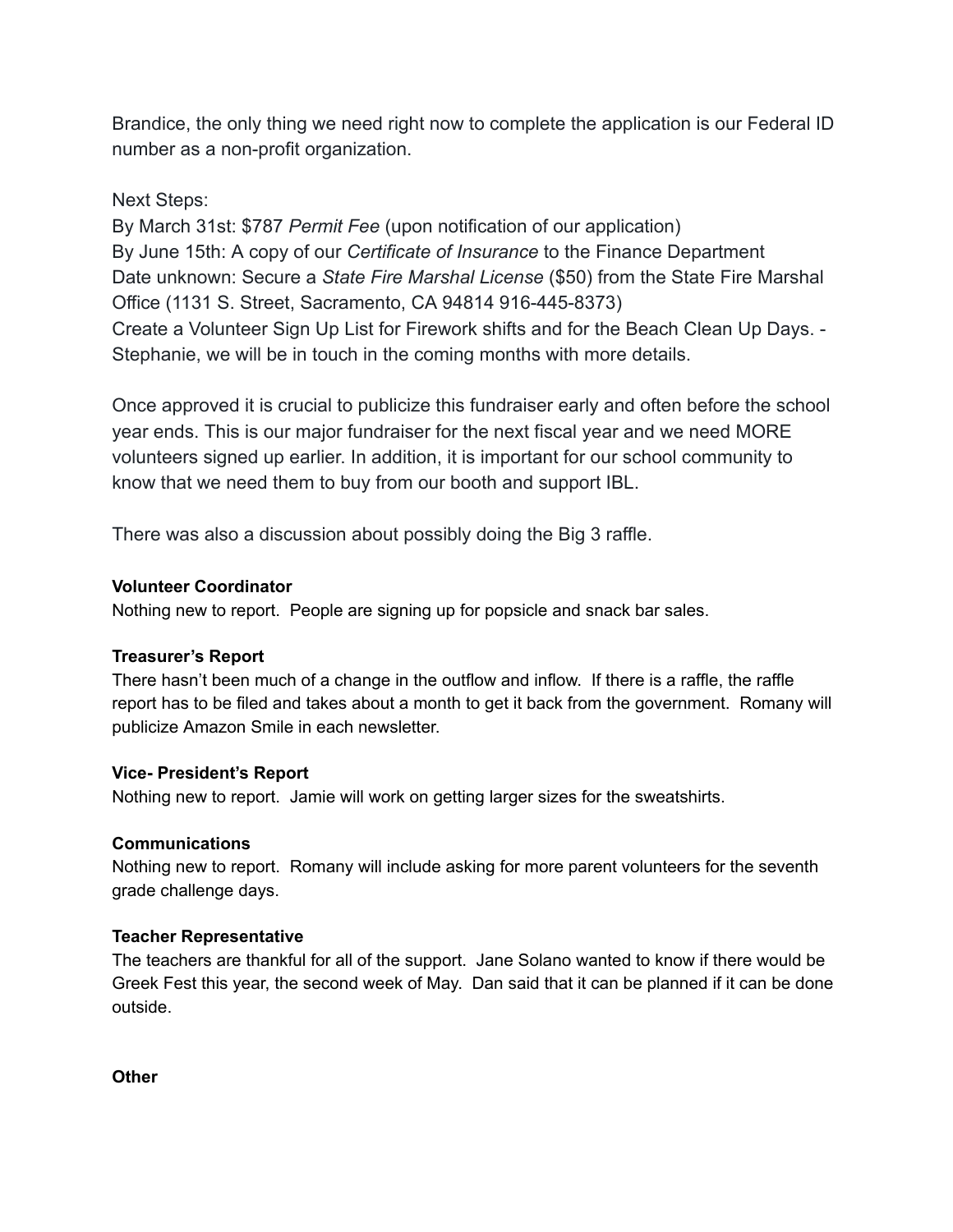Brandice, the only thing we need right now to complete the application is our Federal ID number as a non-profit organization.

Next Steps:
By March 31st: $787 *Permit Fee* (upon notification of our application)
By June 15th: A copy of our *Certificate of Insurance* to the Finance Department
Date unknown: Secure a *State Fire Marshal License* ($50) from the State Fire Marshal Office (1131 S. Street, Sacramento, CA 94814 916-445-8373)
Create a Volunteer Sign Up List for Firework shifts and for the Beach Clean Up Days. - Stephanie, we will be in touch in the coming months with more details.

Once approved it is crucial to publicize this fundraiser early and often before the school year ends. This is our major fundraiser for the next fiscal year and we need MORE volunteers signed up earlier. In addition, it is important for our school community to know that we need them to buy from our booth and support IBL.

There was also a discussion about possibly doing the Big 3 raffle.

**Volunteer Coordinator**
Nothing new to report. People are signing up for popsicle and snack bar sales.

**Treasurer's Report**
There hasn't been much of a change in the outflow and inflow. If there is a raffle, the raffle report has to be filed and takes about a month to get it back from the government. Romany will publicize Amazon Smile in each newsletter.

**Vice- President's Report**
Nothing new to report. Jamie will work on getting larger sizes for the sweatshirts.

**Communications**
Nothing new to report. Romany will include asking for more parent volunteers for the seventh grade challenge days.

**Teacher Representative**
The teachers are thankful for all of the support. Jane Solano wanted to know if there would be Greek Fest this year, the second week of May. Dan said that it can be planned if it can be done outside.

**Other**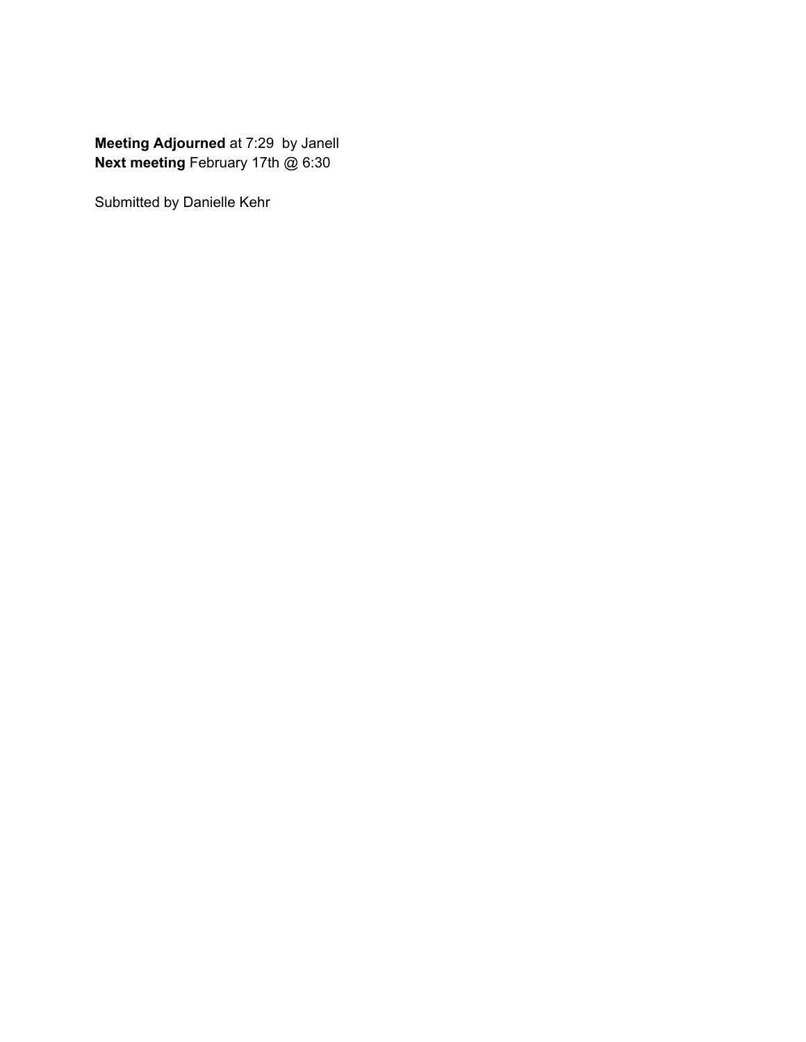**Meeting Adjourned** at 7:29  by Janell
**Next meeting** February 17th @ 6:30

Submitted by Danielle Kehr